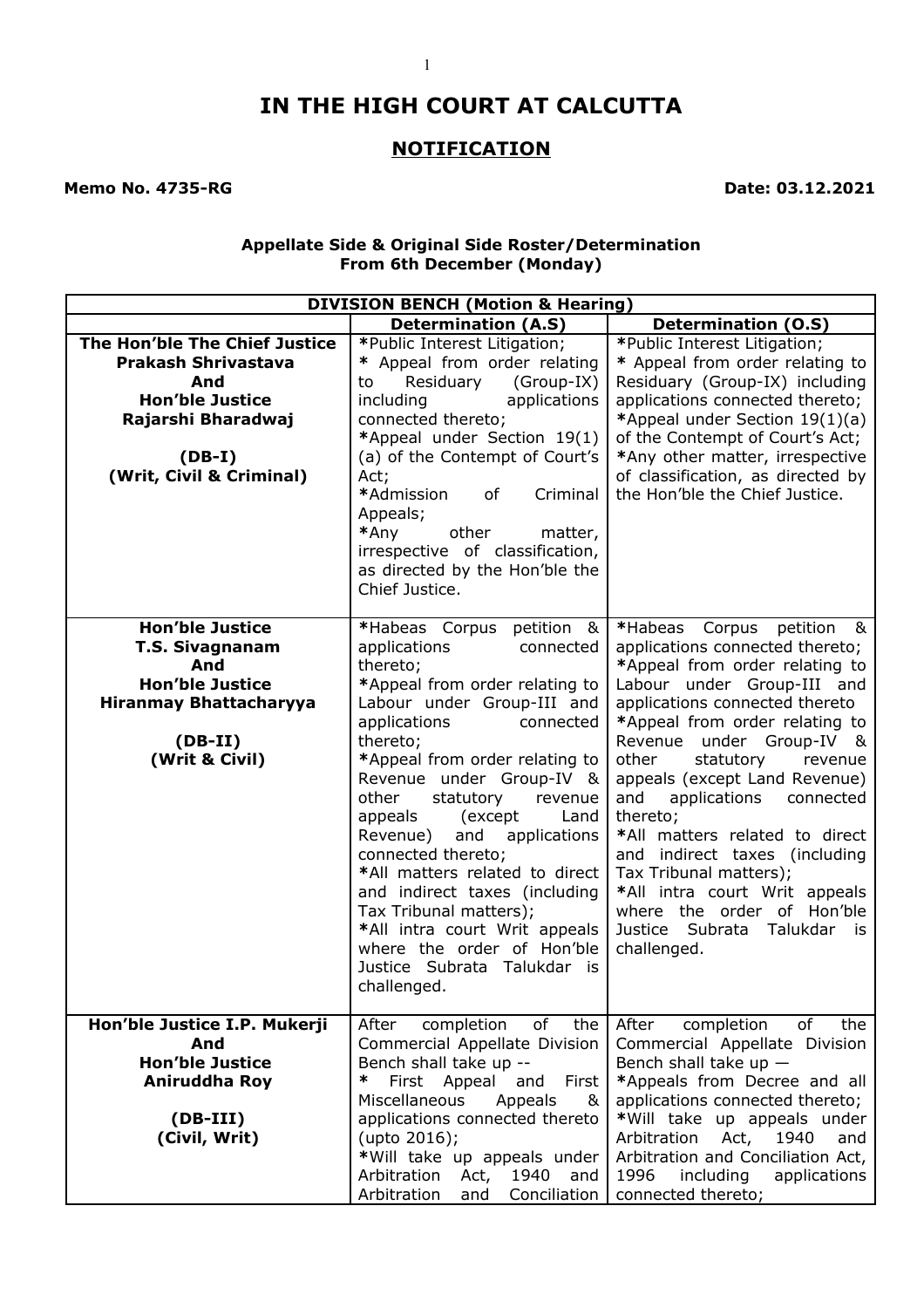# IN THE HIGH COURT AT CALCUTTA

## NOTIFICATION

**Memo No. 4735-RG** **Date: 03.12.2021**

**Appellate Side & Original Side Roster/Determination**
**From 6th December (Monday)**

| **DIVISION BENCH (Motion & Hearing)** | | |
|---|---|---|
| | **Determination (A.S)** | **Determination (O.S)** |
| **The Hon'ble The Chief Justice Prakash Shrivastava And Hon'ble Justice Rajarshi Bharadwaj**<br><br>**(DB-I)**<br>**(Writ, Civil & Criminal)** | *Public Interest Litigation;<br>* Appeal from order relating to Residuary (Group-IX) including applications connected thereto;<br>*Appeal under Section 19(1)(a) of the Contempt of Court's Act;<br>*Admission of Criminal Appeals;<br>*Any other matter, irrespective of classification, as directed by the Hon'ble the Chief Justice. | *Public Interest Litigation;<br>* Appeal from order relating to Residuary (Group-IX) including applications connected thereto;<br>*Appeal under Section 19(1)(a) of the Contempt of Court's Act;<br>*Any other matter, irrespective of classification, as directed by the Hon'ble the Chief Justice. |
| **Hon'ble Justice T.S. Sivagnanam And Hon'ble Justice Hiranmay Bhattacharyya**<br><br>**(DB-II)**<br>**(Writ & Civil)** | *Habeas Corpus petition & applications connected thereto;<br>*Appeal from order relating to Labour under Group-III and applications connected thereto;<br>*Appeal from order relating to Revenue under Group-IV & other statutory revenue appeals (except Land Revenue) and applications connected thereto;<br>*All matters related to direct and indirect taxes (including Tax Tribunal matters);<br>*All intra court Writ appeals where the order of Hon'ble Justice Subrata Talukdar is challenged. | *Habeas Corpus petition & applications connected thereto;<br>*Appeal from order relating to Labour under Group-III and applications connected thereto<br>*Appeal from order relating to Revenue under Group-IV & other statutory revenue appeals (except Land Revenue) and applications connected thereto;<br>*All matters related to direct and indirect taxes (including Tax Tribunal matters);<br>*All intra court Writ appeals where the order of Hon'ble Justice Subrata Talukdar is challenged. |
| **Hon'ble Justice I.P. Mukerji And Hon'ble Justice Aniruddha Roy**<br><br>**(DB-III)**<br>**(Civil, Writ)** | After completion of the Commercial Appellate Division Bench shall take up --<br>* First Appeal and First Miscellaneous Appeals & applications connected thereto (upto 2016);<br>*Will take up appeals under Arbitration Act, 1940 and Arbitration and Conciliation | After completion of the Commercial Appellate Division Bench shall take up —<br>*Appeals from Decree and all applications connected thereto;<br>*Will take up appeals under Arbitration Act, 1940 and Arbitration and Conciliation Act, 1996 including applications connected thereto; |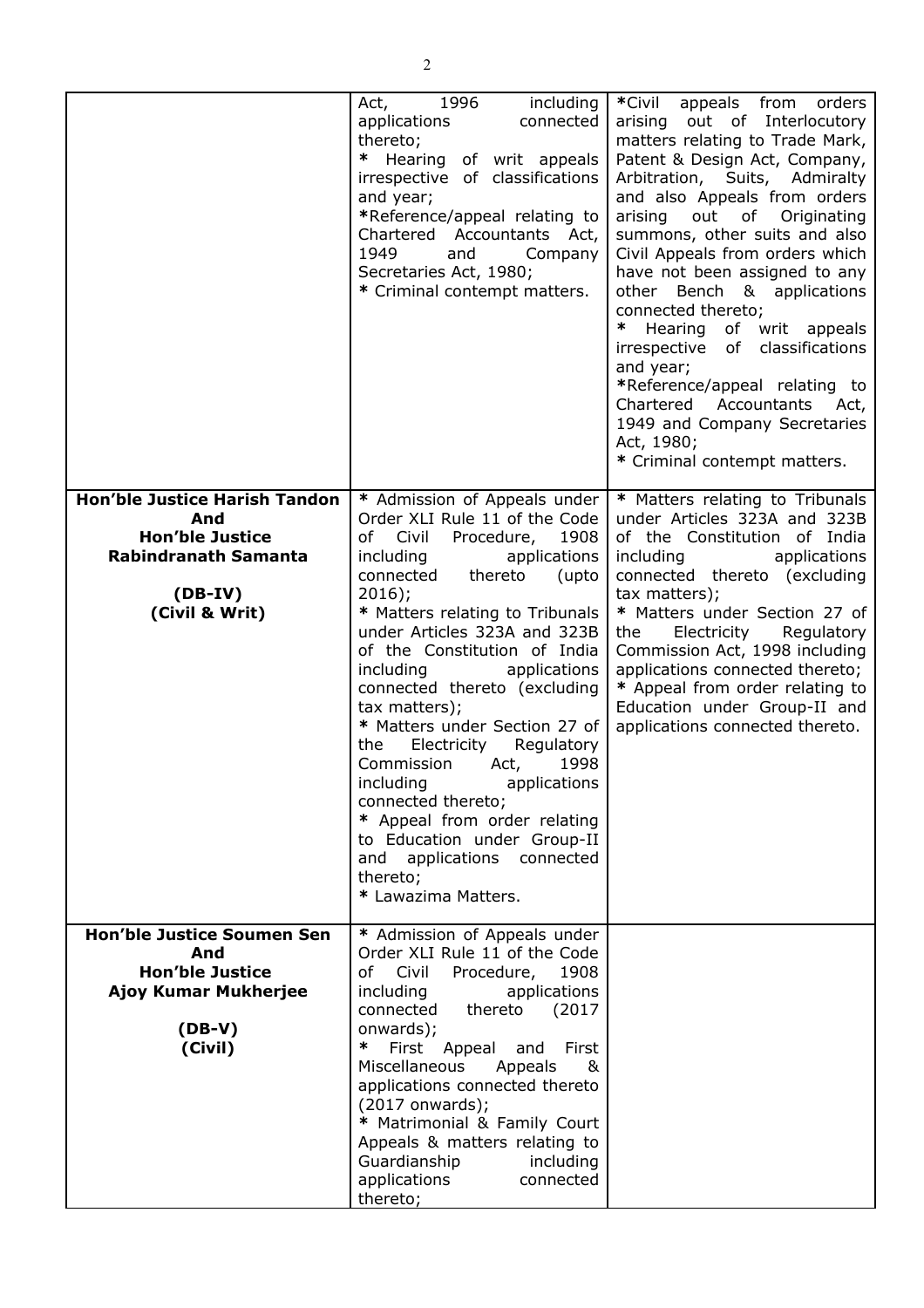| | | |
|---|---|---|
| | Act, 1996 including applications connected thereto;<br>* Hearing of writ appeals irrespective of classifications and year;<br>*Reference/appeal relating to Chartered Accountants Act, 1949 and Company Secretaries Act, 1980;<br>* Criminal contempt matters. | *Civil appeals from orders arising out of Interlocutory matters relating to Trade Mark, Patent & Design Act, Company, Arbitration, Suits, Admiralty and also Appeals from orders arising out of Originating summons, other suits and also Civil Appeals from orders which have not been assigned to any other Bench & applications connected thereto;<br>* Hearing of writ appeals irrespective of classifications and year;<br>*Reference/appeal relating to Chartered Accountants Act, 1949 and Company Secretaries Act, 1980;<br>* Criminal contempt matters. |
| **Hon'ble Justice Harish Tandon And Hon'ble Justice Rabindranath Samanta**<br><br>**(DB-IV)**<br>**(Civil & Writ)** | * Admission of Appeals under Order XLI Rule 11 of the Code of Civil Procedure, 1908 including applications connected thereto (upto 2016);<br>* Matters relating to Tribunals under Articles 323A and 323B of the Constitution of India including applications connected thereto (excluding tax matters);<br>* Matters under Section 27 of the Electricity Regulatory Commission Act, 1998 including applications connected thereto;<br>* Appeal from order relating to Education under Group-II and applications connected thereto;<br>* Lawazima Matters. | * Matters relating to Tribunals under Articles 323A and 323B of the Constitution of India including applications connected thereto (excluding tax matters);<br>* Matters under Section 27 of the Electricity Regulatory Commission Act, 1998 including applications connected thereto;<br>* Appeal from order relating to Education under Group-II and applications connected thereto. |
| **Hon'ble Justice Soumen Sen And Hon'ble Justice Ajoy Kumar Mukherjee**<br><br>**(DB-V)**<br>**(Civil)** | * Admission of Appeals under Order XLI Rule 11 of the Code of Civil Procedure, 1908 including applications connected thereto (2017 onwards);<br>* First Appeal and First Miscellaneous Appeals & applications connected thereto (2017 onwards);<br>* Matrimonial & Family Court Appeals & matters relating to Guardianship including applications connected thereto; | |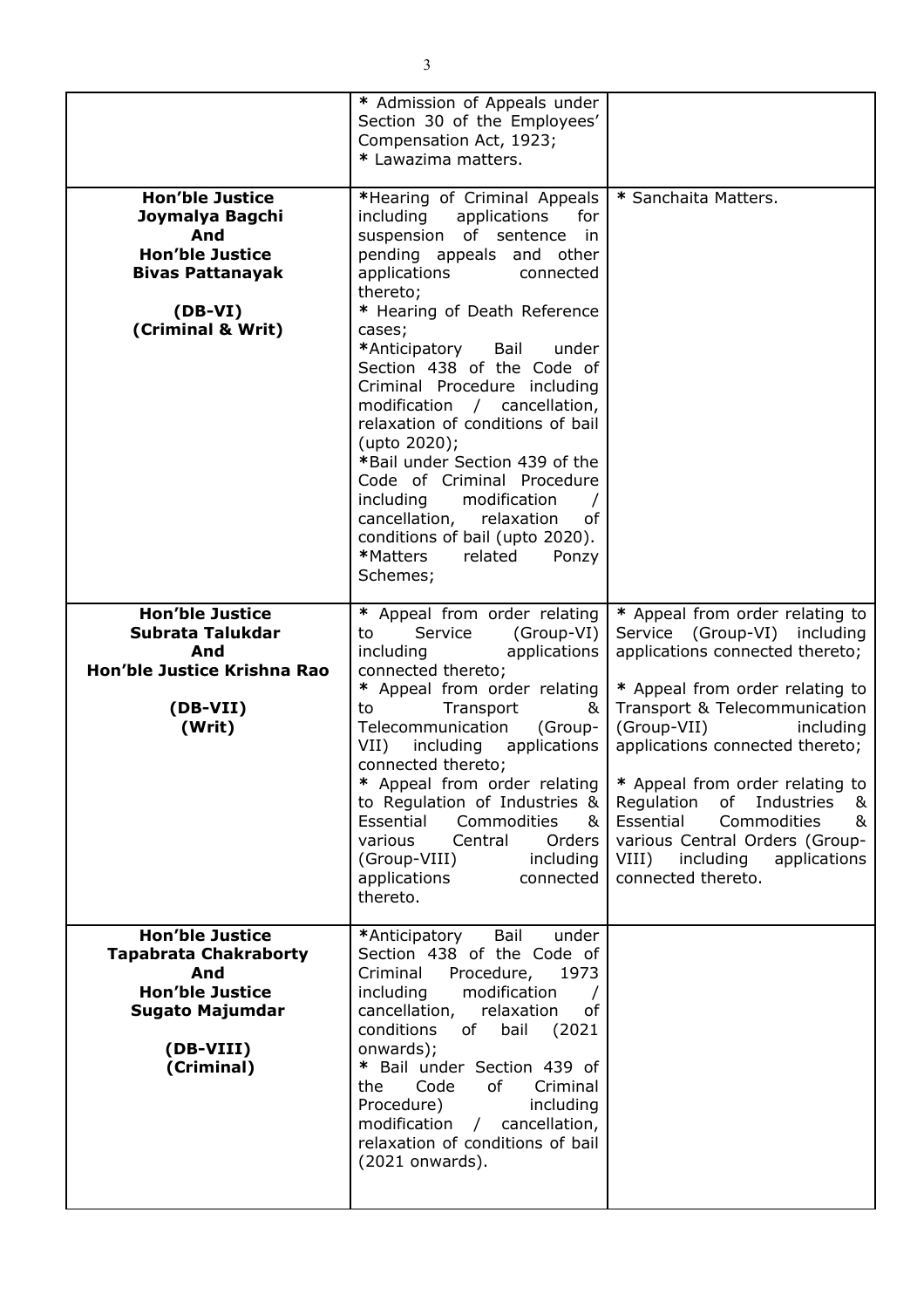| | | |
|---|---|---|
| | * Admission of Appeals under Section 30 of the Employees' Compensation Act, 1923;<br>* Lawazima matters. | |
| **Hon'ble Justice Joymalya Bagchi And Hon'ble Justice Bivas Pattanayak**<br><br>**(DB-VI) (Criminal & Writ)** | *Hearing of Criminal Appeals including applications for suspension of sentence in pending appeals and other applications connected thereto;<br>* Hearing of Death Reference cases;<br>*Anticipatory Bail under Section 438 of the Code of Criminal Procedure including modification / cancellation, relaxation of conditions of bail (upto 2020);<br>*Bail under Section 439 of the Code of Criminal Procedure including modification / cancellation, relaxation of conditions of bail (upto 2020).<br>*Matters related Ponzy Schemes; | * Sanchaita Matters. |
| **Hon'ble Justice Subrata Talukdar And Hon'ble Justice Krishna Rao**<br><br>**(DB-VII) (Writ)** | * Appeal from order relating to Service (Group-VI) including applications connected thereto;<br>* Appeal from order relating to Transport & Telecommunication (Group-VII) including applications connected thereto;<br>* Appeal from order relating to Regulation of Industries & Essential Commodities & various Central Orders (Group-VIII) including applications connected thereto. | * Appeal from order relating to Service (Group-VI) including applications connected thereto;<br><br>* Appeal from order relating to Transport & Telecommunication (Group-VII) including applications connected thereto;<br><br>* Appeal from order relating to Regulation of Industries & Essential Commodities & various Central Orders (Group-VIII) including applications connected thereto. |
| **Hon'ble Justice Tapabrata Chakraborty And Hon'ble Justice Sugato Majumdar**<br><br>**(DB-VIII) (Criminal)** | *Anticipatory Bail under Section 438 of the Code of Criminal Procedure, 1973 including modification / cancellation, relaxation of conditions of bail (2021 onwards);<br>* Bail under Section 439 of the Code of Criminal Procedure) including modification / cancellation, relaxation of conditions of bail (2021 onwards). | |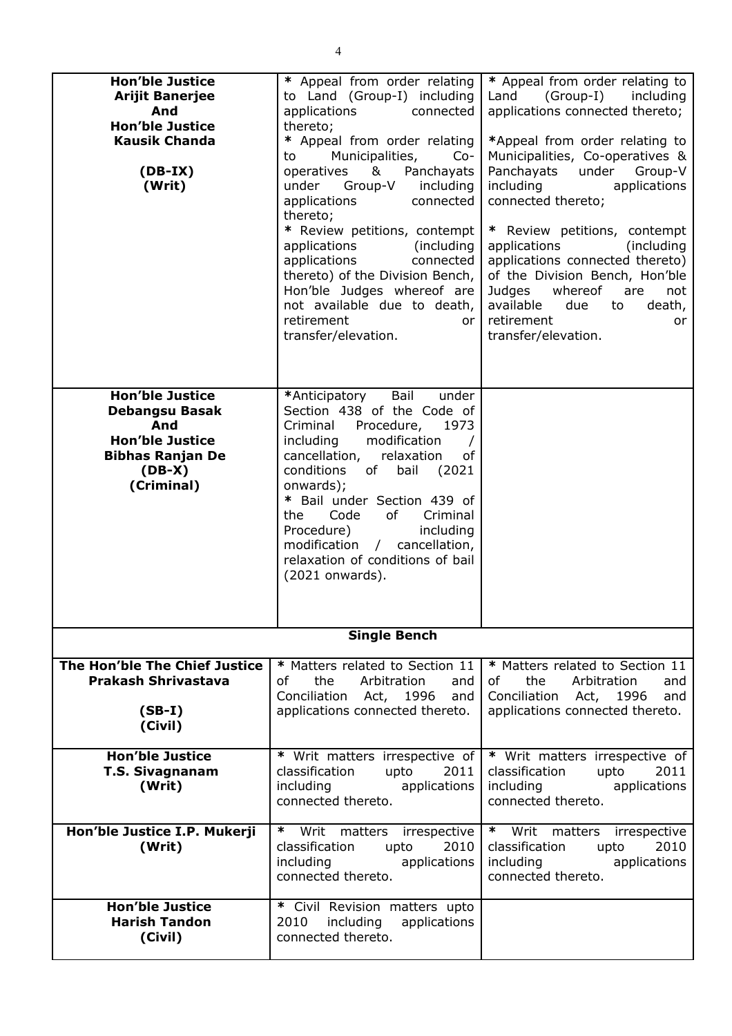| | | |
|---|---|---|
| **Hon'ble Justice Arijit Banerjee And Hon'ble Justice Kausik Chanda (DB-IX) (Writ)** | * Appeal from order relating to Land (Group-I) including applications connected thereto;<br>* Appeal from order relating to Municipalities, Co-operatives & Panchayats under Group-V including applications connected thereto;<br>* Review petitions, contempt applications (including applications connected thereto) of the Division Bench, Hon'ble Judges whereof are not available due to death, retirement or transfer/elevation. | * Appeal from order relating to Land (Group-I) including applications connected thereto;<br>*Appeal from order relating to Municipalities, Co-operatives & Panchayats under Group-V including applications connected thereto;<br>* Review petitions, contempt applications (including applications connected thereto) of the Division Bench, Hon'ble Judges whereof are not available due to death, retirement or transfer/elevation. |
| **Hon'ble Justice Debangsu Basak And Hon'ble Justice Bibhas Ranjan De (DB-X) (Criminal)** | *Anticipatory Bail under Section 438 of the Code of Criminal Procedure, 1973 including modification / cancellation, relaxation of conditions of bail (2021 onwards);<br>* Bail under Section 439 of the Code of Criminal Procedure) including modification / cancellation, relaxation of conditions of bail (2021 onwards). | |
| **Single Bench** | | |
| **The Hon'ble The Chief Justice Prakash Shrivastava (SB-I) (Civil)** | * Matters related to Section 11 of the Arbitration and Conciliation Act, 1996 and applications connected thereto. | * Matters related to Section 11 of the Arbitration and Conciliation Act, 1996 and applications connected thereto. |
| **Hon'ble Justice T.S. Sivagnanam (Writ)** | * Writ matters irrespective of classification upto 2011 including applications connected thereto. | * Writ matters irrespective of classification upto 2011 including applications connected thereto. |
| **Hon'ble Justice I.P. Mukerji (Writ)** | * Writ matters irrespective classification upto 2010 including applications connected thereto. | * Writ matters irrespective classification upto 2010 including applications connected thereto. |
| **Hon'ble Justice Harish Tandon (Civil)** | * Civil Revision matters upto 2010 including applications connected thereto. | |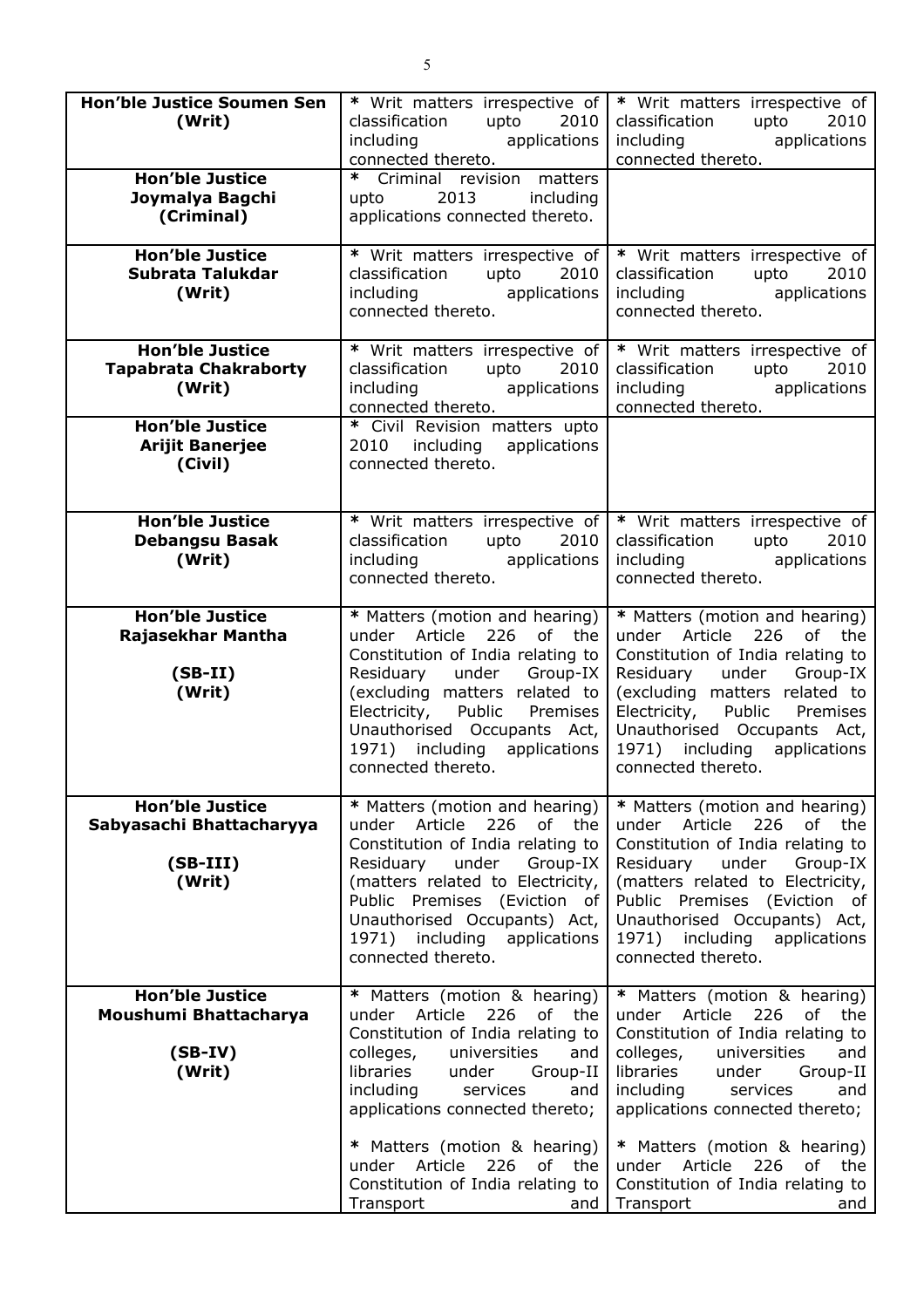| **Hon'ble Justice Soumen Sen (Writ)** | * Writ matters irrespective of classification upto 2010 including applications connected thereto. | * Writ matters irrespective of classification upto 2010 including applications connected thereto. |
|---|---|---|
| **Hon'ble Justice Joymalya Bagchi (Criminal)** | * Criminal revision matters upto 2013 including applications connected thereto. | |
| **Hon'ble Justice Subrata Talukdar (Writ)** | * Writ matters irrespective of classification upto 2010 including applications connected thereto. | * Writ matters irrespective of classification upto 2010 including applications connected thereto. |
| **Hon'ble Justice Tapabrata Chakraborty (Writ)** | * Writ matters irrespective of classification upto 2010 including applications connected thereto. | * Writ matters irrespective of classification upto 2010 including applications connected thereto. |
| **Hon'ble Justice Arijit Banerjee (Civil)** | * Civil Revision matters upto 2010 including applications connected thereto. | |
| **Hon'ble Justice Debangsu Basak (Writ)** | * Writ matters irrespective of classification upto 2010 including applications connected thereto. | * Writ matters irrespective of classification upto 2010 including applications connected thereto. |
| **Hon'ble Justice Rajasekhar Mantha (SB-II) (Writ)** | * Matters (motion and hearing) under Article 226 of the Constitution of India relating to Residuary under Group-IX (excluding matters related to Electricity, Public Premises Unauthorised Occupants Act, 1971) including applications connected thereto. | * Matters (motion and hearing) under Article 226 of the Constitution of India relating to Residuary under Group-IX (excluding matters related to Electricity, Public Premises Unauthorised Occupants Act, 1971) including applications connected thereto. |
| **Hon'ble Justice Sabyasachi Bhattacharyya (SB-III) (Writ)** | * Matters (motion and hearing) under Article 226 of the Constitution of India relating to Residuary under Group-IX (matters related to Electricity, Public Premises (Eviction of Unauthorised Occupants) Act, 1971) including applications connected thereto. | * Matters (motion and hearing) under Article 226 of the Constitution of India relating to Residuary under Group-IX (matters related to Electricity, Public Premises (Eviction of Unauthorised Occupants) Act, 1971) including applications connected thereto. |
| **Hon'ble Justice Moushumi Bhattacharya (SB-IV) (Writ)** | * Matters (motion & hearing) under Article 226 of the Constitution of India relating to colleges, universities and libraries under Group-II including services and applications connected thereto; <br><br> * Matters (motion & hearing) under Article 226 of the Constitution of India relating to Transport and | * Matters (motion & hearing) under Article 226 of the Constitution of India relating to colleges, universities and libraries under Group-II including services and applications connected thereto; <br><br> * Matters (motion & hearing) under Article 226 of the Constitution of India relating to Transport and |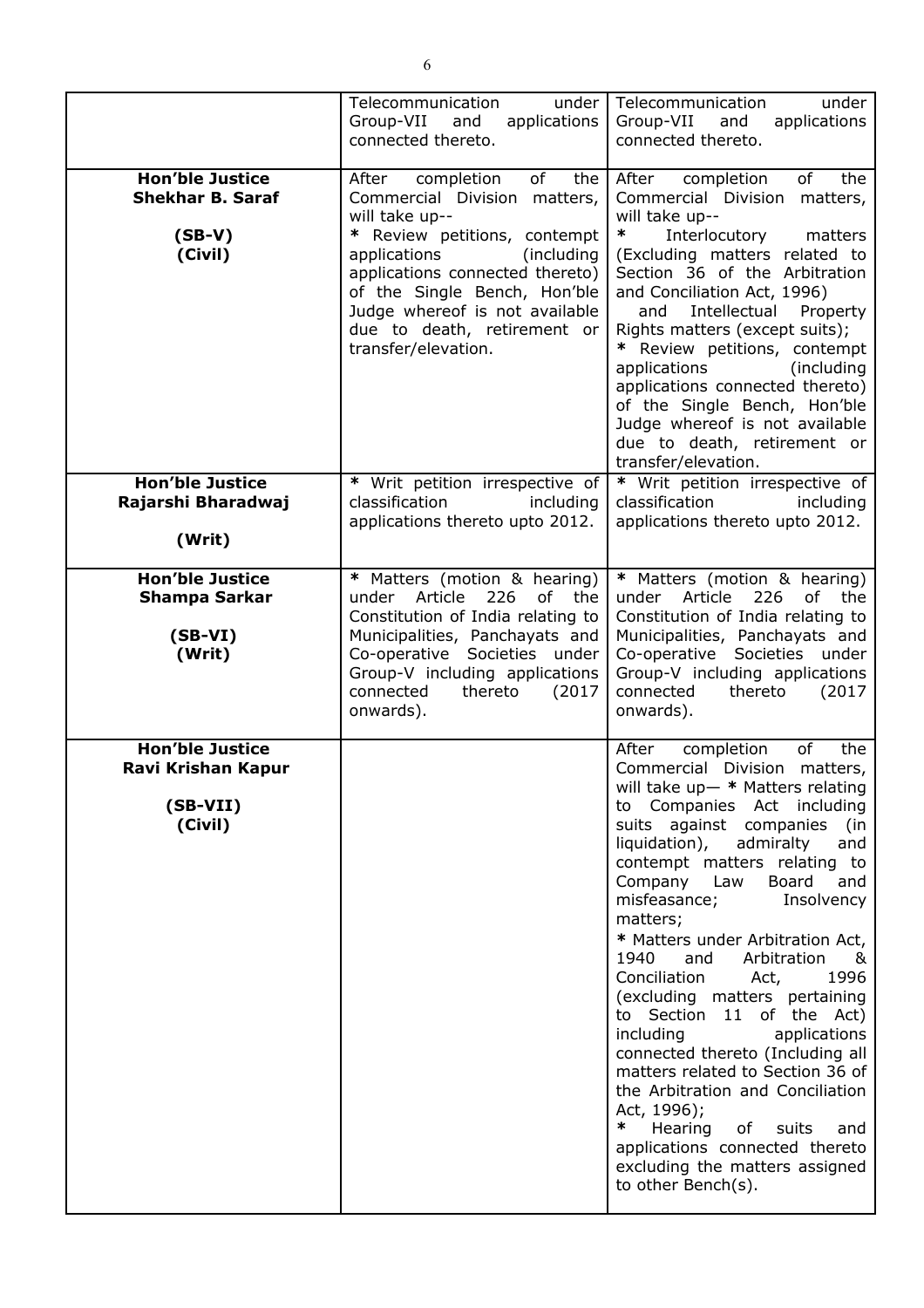| | | |
|---|---|---|
| | Telecommunication under Group-VII and applications connected thereto. | Telecommunication under Group-VII and applications connected thereto. |
| **Hon'ble Justice Shekhar B. Saraf**<br><br>**(SB-V)**<br>**(Civil)** | After completion of the Commercial Division matters, will take up--<br>* Review petitions, contempt applications (including applications connected thereto) of the Single Bench, Hon'ble Judge whereof is not available due to death, retirement or transfer/elevation. | After completion of the Commercial Division matters, will take up--<br>* Interlocutory matters (Excluding matters related to Section 36 of the Arbitration and Conciliation Act, 1996) and Intellectual Property Rights matters (except suits);<br>* Review petitions, contempt applications (including applications connected thereto) of the Single Bench, Hon'ble Judge whereof is not available due to death, retirement or transfer/elevation. |
| **Hon'ble Justice Rajarshi Bharadwaj**<br><br>**(Writ)** | * Writ petition irrespective of classification including applications thereto upto 2012. | * Writ petition irrespective of classification including applications thereto upto 2012. |
| **Hon'ble Justice Shampa Sarkar**<br><br>**(SB-VI)**<br>**(Writ)** | * Matters (motion & hearing) under Article 226 of the Constitution of India relating to Municipalities, Panchayats and Co-operative Societies under Group-V including applications connected thereto (2017 onwards). | * Matters (motion & hearing) under Article 226 of the Constitution of India relating to Municipalities, Panchayats and Co-operative Societies under Group-V including applications connected thereto (2017 onwards). |
| **Hon'ble Justice Ravi Krishan Kapur**<br><br>**(SB-VII)**<br>**(Civil)** | | After completion of the Commercial Division matters, will take up— * Matters relating to Companies Act including suits against companies (in liquidation), admiralty and contempt matters relating to Company Law Board and misfeasance; Insolvency matters;<br>* Matters under Arbitration Act, 1940 and Arbitration & Conciliation Act, 1996 (excluding matters pertaining to Section 11 of the Act) including applications connected thereto (Including all matters related to Section 36 of the Arbitration and Conciliation Act, 1996);<br>* Hearing of suits and applications connected thereto excluding the matters assigned to other Bench(s). |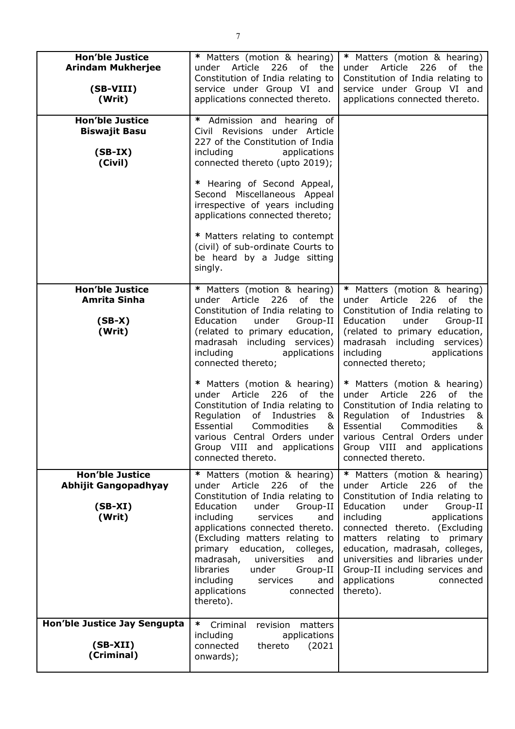| | | |
|---|---|---|
| **Hon'ble Justice Arindam Mukherjee**<br><br>**(SB-VIII)**<br>**(Writ)** | * Matters (motion & hearing) under Article 226 of the Constitution of India relating to service under Group VI and applications connected thereto. | * Matters (motion & hearing) under Article 226 of the Constitution of India relating to service under Group VI and applications connected thereto. |
| **Hon'ble Justice Biswajit Basu**<br><br>**(SB-IX)**<br>**(Civil)** | * Admission and hearing of Civil Revisions under Article 227 of the Constitution of India including applications connected thereto (upto 2019);<br><br>* Hearing of Second Appeal, Second Miscellaneous Appeal irrespective of years including applications connected thereto;<br><br>* Matters relating to contempt (civil) of sub-ordinate Courts to be heard by a Judge sitting singly. | |
| **Hon'ble Justice Amrita Sinha**<br><br>**(SB-X)**<br>**(Writ)** | * Matters (motion & hearing) under Article 226 of the Constitution of India relating to Education under Group-II (related to primary education, madrasah including services) including applications connected thereto;<br><br>* Matters (motion & hearing) under Article 226 of the Constitution of India relating to Regulation of Industries & Essential Commodities & various Central Orders under Group VIII and applications connected thereto. | * Matters (motion & hearing) under Article 226 of the Constitution of India relating to Education under Group-II (related to primary education, madrasah including services) including applications connected thereto;<br><br>* Matters (motion & hearing) under Article 226 of the Constitution of India relating to Regulation of Industries & Essential Commodities & various Central Orders under Group VIII and applications connected thereto. |
| **Hon'ble Justice Abhijit Gangopadhyay**<br><br>**(SB-XI)**<br>**(Writ)** | * Matters (motion & hearing) under Article 226 of the Constitution of India relating to Education under Group-II including services and applications connected thereto. (Excluding matters relating to primary education, colleges, madrasah, universities and libraries under Group-II including services and applications connected thereto). | * Matters (motion & hearing) under Article 226 of the Constitution of India relating to Education under Group-II including applications connected thereto. (Excluding matters relating to primary education, madrasah, colleges, universities and libraries under Group-II including services and applications connected thereto). |
| **Hon'ble Justice Jay Sengupta**<br><br>**(SB-XII)**<br>**(Criminal)** | * Criminal revision matters including applications connected thereto (2021 onwards); | |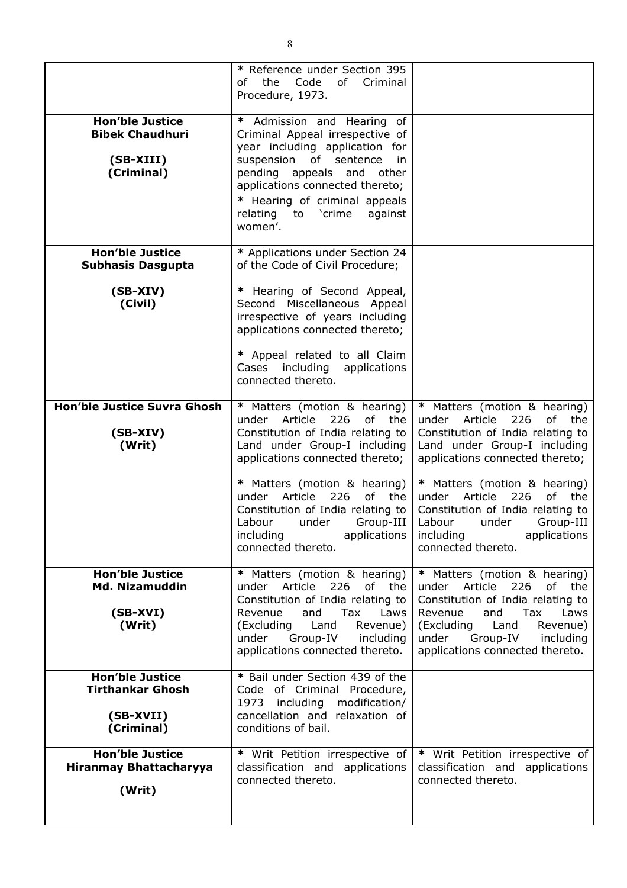| | | |
|---|---|---|
| | * Reference under Section 395 of the Code of Criminal Procedure, 1973. | |
| **Hon'ble Justice Bibek Chaudhuri** <br><br> **(SB-XIII)** <br> **(Criminal)** | * Admission and Hearing of Criminal Appeal irrespective of year including application for suspension of sentence in pending appeals and other applications connected thereto; <br> * Hearing of criminal appeals relating to 'crime against women'. | |
| **Hon'ble Justice Subhasis Dasgupta** <br><br> **(SB-XIV)** <br> **(Civil)** | * Applications under Section 24 of the Code of Civil Procedure; <br><br> * Hearing of Second Appeal, Second Miscellaneous Appeal irrespective of years including applications connected thereto; <br><br> * Appeal related to all Claim Cases including applications connected thereto. | |
| **Hon'ble Justice Suvra Ghosh** <br><br> **(SB-XIV)** <br> **(Writ)** | * Matters (motion & hearing) under Article 226 of the Constitution of India relating to Land under Group-I including applications connected thereto; <br><br> * Matters (motion & hearing) under Article 226 of the Constitution of India relating to Labour under Group-III including applications connected thereto. | * Matters (motion & hearing) under Article 226 of the Constitution of India relating to Land under Group-I including applications connected thereto; <br><br> * Matters (motion & hearing) under Article 226 of the Constitution of India relating to Labour under Group-III including applications connected thereto. |
| **Hon'ble Justice Md. Nizamuddin** <br><br> **(SB-XVI)** <br> **(Writ)** | * Matters (motion & hearing) under Article 226 of the Constitution of India relating to Revenue and Tax Laws (Excluding Land Revenue) under Group-IV including applications connected thereto. | * Matters (motion & hearing) under Article 226 of the Constitution of India relating to Revenue and Tax Laws (Excluding Land Revenue) under Group-IV including applications connected thereto. |
| **Hon'ble Justice Tirthankar Ghosh** <br><br> **(SB-XVII)** <br> **(Criminal)** | * Bail under Section 439 of the Code of Criminal Procedure, 1973 including modification/ cancellation and relaxation of conditions of bail. | |
| **Hon'ble Justice Hiranmay Bhattacharyya** <br><br> **(Writ)** | * Writ Petition irrespective of classification and applications connected thereto. | * Writ Petition irrespective of classification and applications connected thereto. |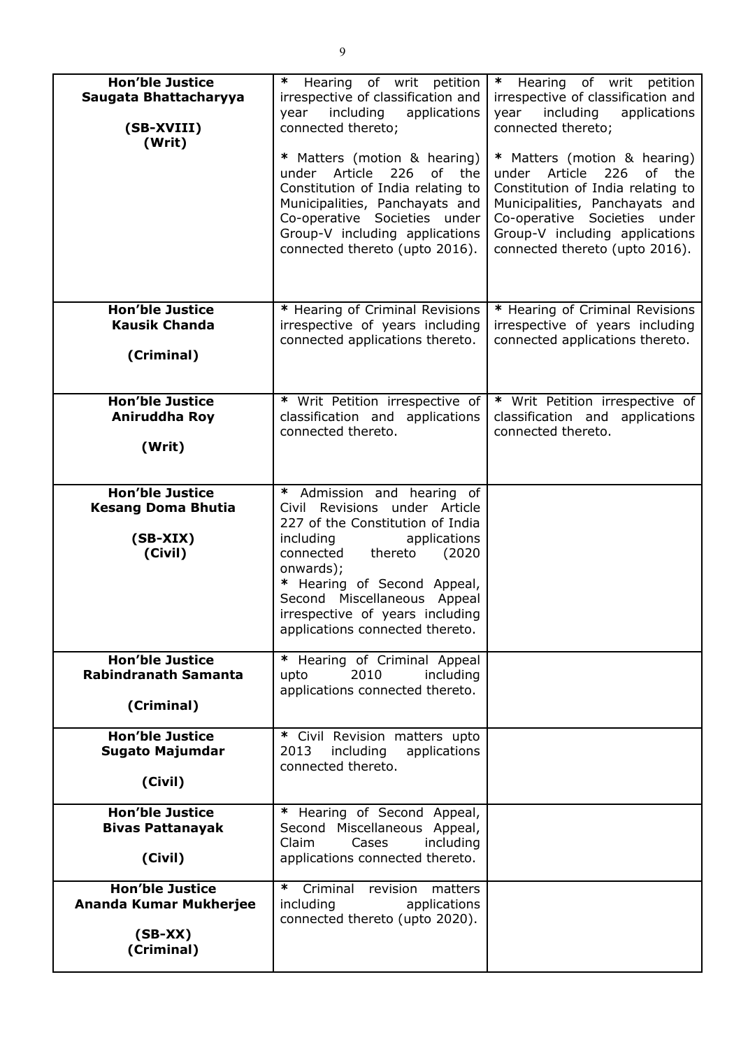| | | |
|---|---|---|
| **Hon'ble Justice Saugata Bhattacharyya**<br><br>**(SB-XVIII)**<br>**(Writ)** | * Hearing of writ petition irrespective of classification and year including applications connected thereto;<br><br>* Matters (motion & hearing) under Article 226 of the Constitution of India relating to Municipalities, Panchayats and Co-operative Societies under Group-V including applications connected thereto (upto 2016). | * Hearing of writ petition irrespective of classification and year including applications connected thereto;<br><br>* Matters (motion & hearing) under Article 226 of the Constitution of India relating to Municipalities, Panchayats and Co-operative Societies under Group-V including applications connected thereto (upto 2016). |
| **Hon'ble Justice Kausik Chanda**<br><br>**(Criminal)** | * Hearing of Criminal Revisions irrespective of years including connected applications thereto. | * Hearing of Criminal Revisions irrespective of years including connected applications thereto. |
| **Hon'ble Justice Aniruddha Roy**<br><br>**(Writ)** | * Writ Petition irrespective of classification and applications connected thereto. | * Writ Petition irrespective of classification and applications connected thereto. |
| **Hon'ble Justice Kesang Doma Bhutia**<br><br>**(SB-XIX)**<br>**(Civil)** | * Admission and hearing of Civil Revisions under Article 227 of the Constitution of India including applications connected thereto (2020 onwards);<br>* Hearing of Second Appeal, Second Miscellaneous Appeal irrespective of years including applications connected thereto. | |
| **Hon'ble Justice Rabindranath Samanta**<br><br>**(Criminal)** | * Hearing of Criminal Appeal upto 2010 including applications connected thereto. | |
| **Hon'ble Justice Sugato Majumdar**<br><br>**(Civil)** | * Civil Revision matters upto 2013 including applications connected thereto. | |
| **Hon'ble Justice Bivas Pattanayak**<br><br>**(Civil)** | * Hearing of Second Appeal, Second Miscellaneous Appeal, Claim Cases including applications connected thereto. | |
| **Hon'ble Justice Ananda Kumar Mukherjee**<br><br>**(SB-XX)**<br>**(Criminal)** | * Criminal revision matters including applications connected thereto (upto 2020). | |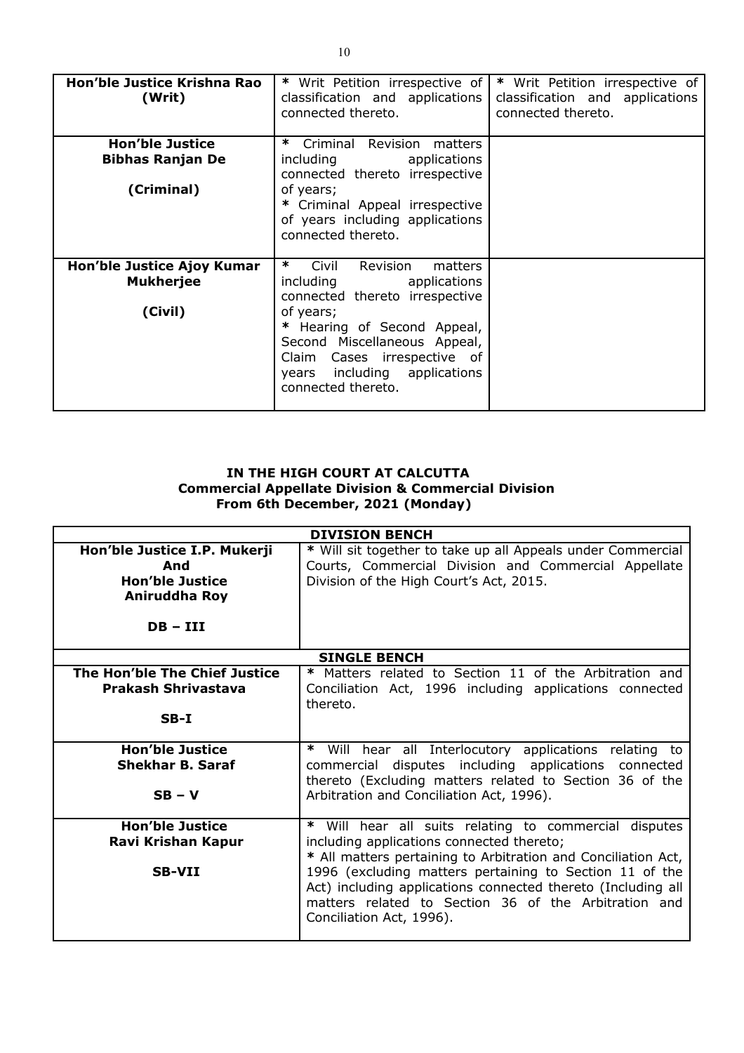| Hon'ble Justice Krishna Rao (Writ) | * Writ Petition irrespective of classification and applications connected thereto. | * Writ Petition irrespective of classification and applications connected thereto. |
|---|---|---|
| **Hon'ble Justice Bibhas Ranjan De**<br><br>**(Criminal)** | * Criminal Revision matters including applications connected thereto irrespective of years;<br>* Criminal Appeal irrespective of years including applications connected thereto. | |
| **Hon'ble Justice Ajoy Kumar Mukherjee**<br><br>**(Civil)** | * Civil Revision matters including applications connected thereto irrespective of years;<br>* Hearing of Second Appeal, Second Miscellaneous Appeal, Claim Cases irrespective of years including applications connected thereto. | |

**IN THE HIGH COURT AT CALCUTTA**
**Commercial Appellate Division & Commercial Division**
**From 6th December, 2021 (Monday)**

| **DIVISION BENCH** | |
|---|---|
| **Hon'ble Justice I.P. Mukerji<br>And<br>Hon'ble Justice<br>Aniruddha Roy**<br><br>**DB – III** | * Will sit together to take up all Appeals under Commercial Courts, Commercial Division and Commercial Appellate Division of the High Court's Act, 2015. |
| **SINGLE BENCH** | |
| **The Hon'ble The Chief Justice<br>Prakash Shrivastava**<br><br>**SB-I** | * Matters related to Section 11 of the Arbitration and Conciliation Act, 1996 including applications connected thereto. |
| **Hon'ble Justice<br>Shekhar B. Saraf**<br><br>**SB – V** | * Will hear all Interlocutory applications relating to commercial disputes including applications connected thereto (Excluding matters related to Section 36 of the Arbitration and Conciliation Act, 1996). |
| **Hon'ble Justice<br>Ravi Krishan Kapur**<br><br>**SB-VII** | * Will hear all suits relating to commercial disputes including applications connected thereto;<br>* All matters pertaining to Arbitration and Conciliation Act, 1996 (excluding matters pertaining to Section 11 of the Act) including applications connected thereto (Including all matters related to Section 36 of the Arbitration and Conciliation Act, 1996). |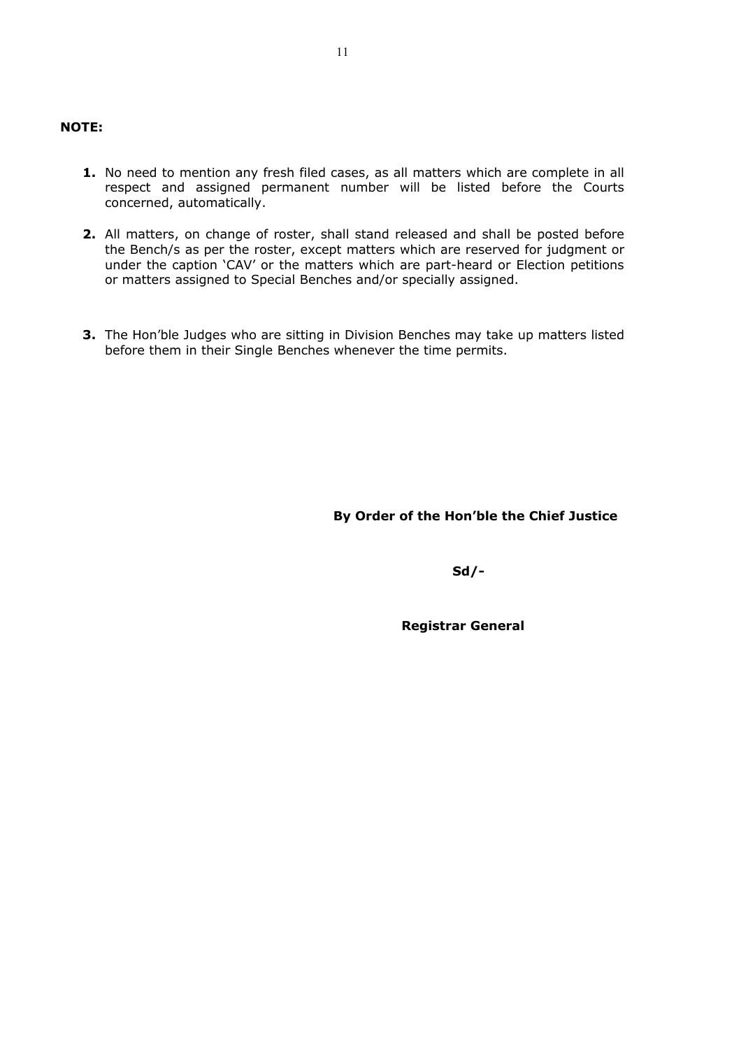**NOTE:**

1. No need to mention any fresh filed cases, as all matters which are complete in all respect and assigned permanent number will be listed before the Courts concerned, automatically.

2. All matters, on change of roster, shall stand released and shall be posted before the Bench/s as per the roster, except matters which are reserved for judgment or under the caption 'CAV' or the matters which are part-heard or Election petitions or matters assigned to Special Benches and/or specially assigned.

3. The Hon'ble Judges who are sitting in Division Benches may take up matters listed before them in their Single Benches whenever the time permits.

**By Order of the Hon'ble the Chief Justice**

**Sd/-**

**Registrar General**